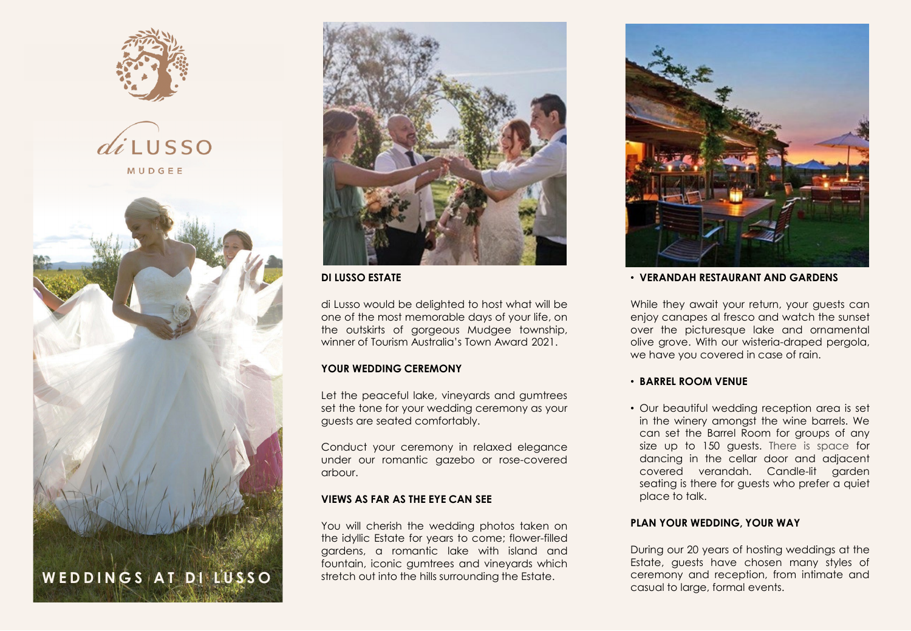di LUSSO

MUDGEE

WEDDINGS AT DI LUSSO

## DI LUSSO ESTATE

di Lusso would be delighted to host what will be one of the most memorable days of your life, on the outskirts of gorgeous Mudgee township, winner of Tourism Australia's Town Award 2021.

## YOUR WEDDING CEREMONY

Let the peaceful lake, vineyards and gumtrees set the tone for your wedding ceremony as your guests are seated comfortably.

Conduct your ceremony in relaxed elegance under our romantic gazebo or rose-covered arbour.

## VIEWS AS FAR AS THE EYE CAN SEE

You will cherish the wedding photos taken on the idyllic Estate for years to come; flower-filled gardens, a romantic lake with island and fountain, iconic gumtrees and vineyards which stretch out into the hills surrounding the Estate.

## • VERANDAH RESTAURANT AND GARDENS

While they await your return, your guests can enjoy canapes al fresco and watch the sunset over the picturesque lake and ornamental olive grove. With our wisteria-draped pergola, we have you covered in case of rain.

## • BARREL ROOM VENUE

- Our beautiful wedding reception area is set in the winery amongst the wine barrels. We can set the Barrel Room for groups of any size up to 150 guests. There is space for dancing in the cellar door and adjacent covered verandah. Candle-lit garden seating is there for guests who prefer a quiet place to talk.

## PLAN YOUR WEDDING, YOUR WAY

During our 20 years of hosting weddings at the Estate, guests have chosen many styles of ceremony and reception, from intimate and casual to large, formal events.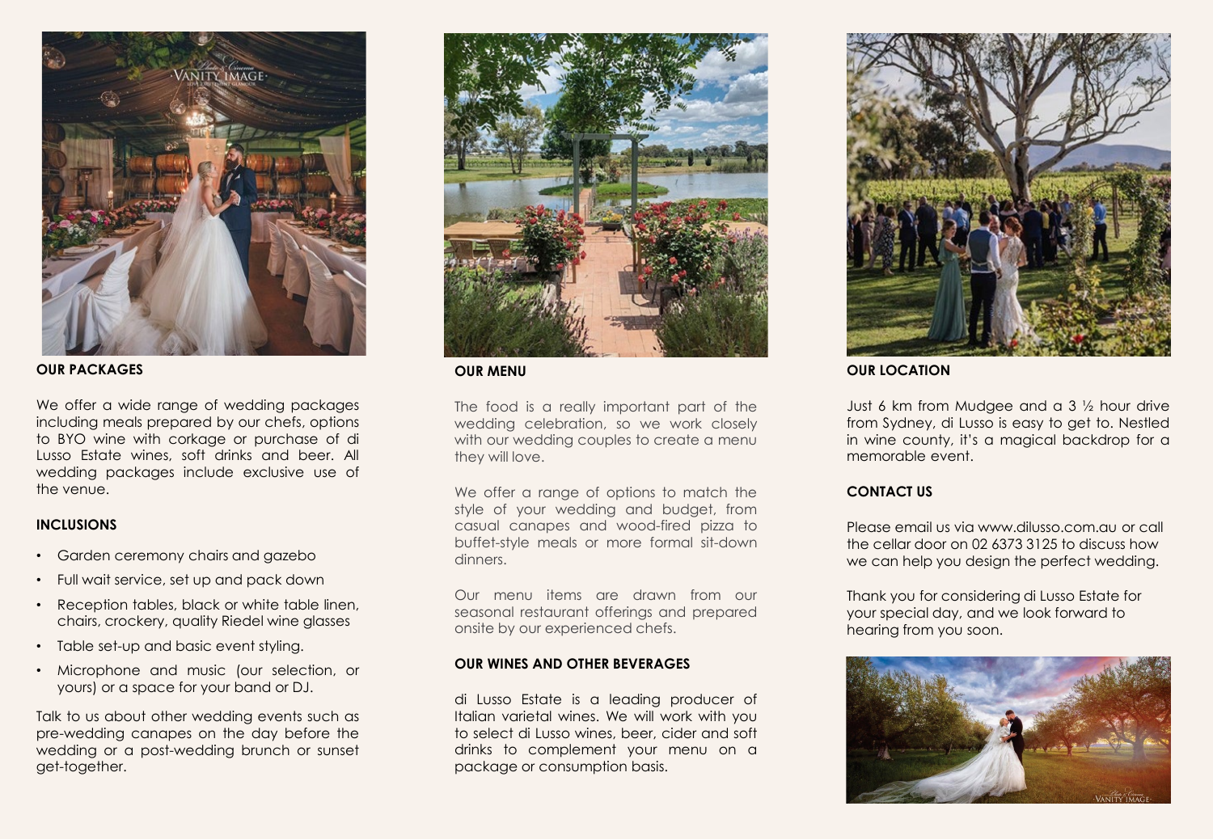## OUR PACKAGES

We offer a wide range of wedding packages including meals prepared by our chefs, options to BYO wine with corkage or purchase of di Lusso Estate wines, soft drinks and beer. All wedding packages include exclusive use of the venue.

## INCLUSIONS

- Garden ceremony chairs and gazebo
- Full wait service, set up and pack down
- Reception tables, black or white table linen, chairs, crockery, quality Riedel wine glasses
- Table set-up and basic event styling.
- Microphone and music (our selection, or yours) or a space for your band or DJ.

Talk to us about other wedding events such as pre-wedding canapes on the day before the wedding or a post-wedding brunch or sunset get-together.

## OUR MENU

The food is a really important part of the wedding celebration, so we work closely with our wedding couples to create a menu they will love.

We offer a range of options to match the style of your wedding and budget, from casual canapes and wood-fired pizza to buffet-style meals or more formal sit-down dinners.

Our menu items are drawn from our seasonal restaurant offerings and prepared onsite by our experienced chefs.

## OUR WINES AND OTHER BEVERAGES

di Lusso Estate is a leading producer of Italian varietal wines. We will work with you to select di Lusso wines, beer, cider and soft drinks to complement your menu on a package or consumption basis.

## OUR LOCATION

Just 6 km from Mudgee and a 3 ½ hour drive from Sydney, di Lusso is easy to get to. Nestled in wine county, it's a magical backdrop for a memorable event.

## CONTACT US

Please email us via www.dilusso.com.au or call the cellar door on 02 6373 3125 to discuss how we can help you design the perfect wedding.

Thank you for considering di Lusso Estate for your special day, and we look forward to hearing from you soon.